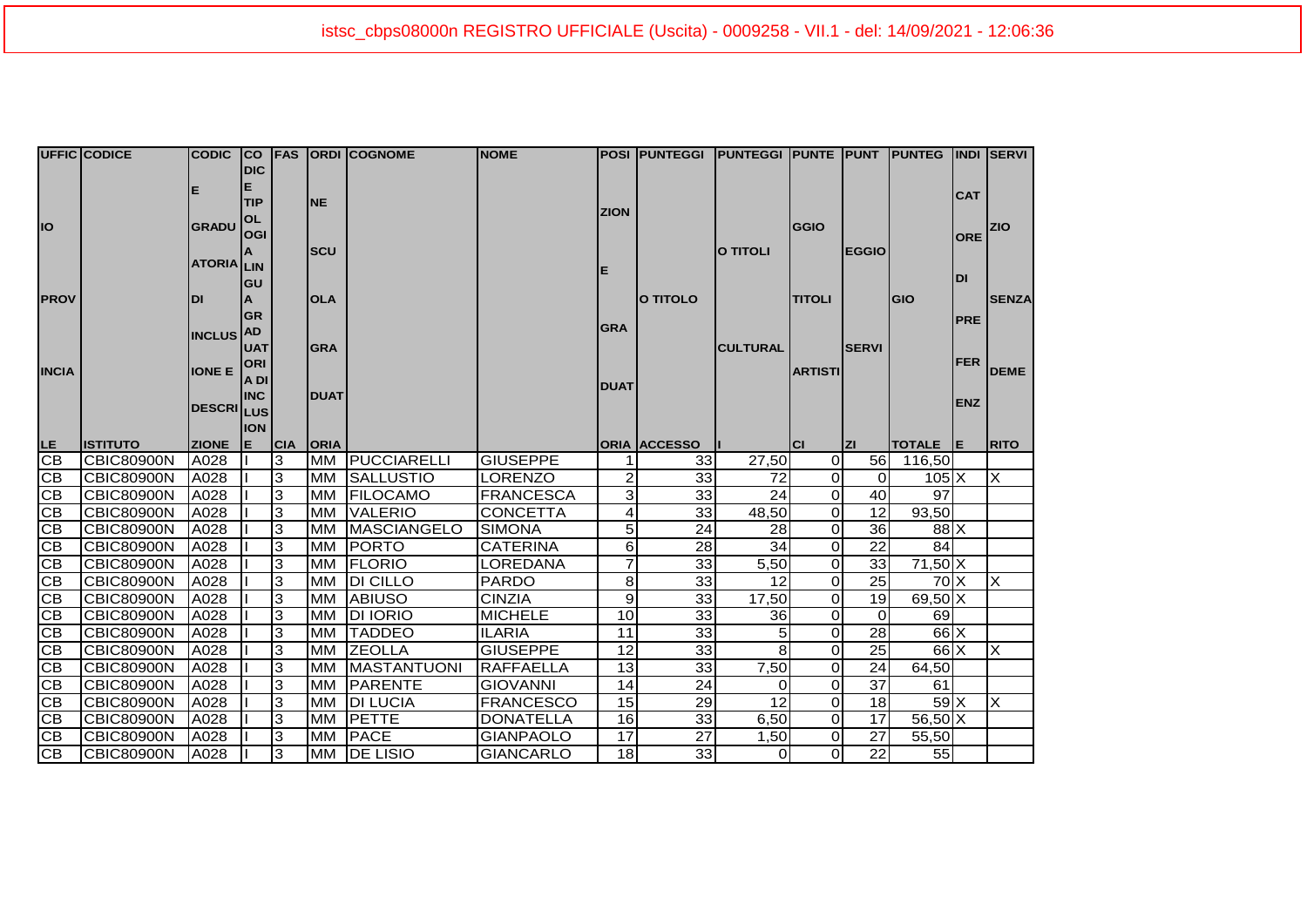| UFFICIO PROVINCIALE | CODICE ISTITUTO | CODICE GRADUATORIA DI INCLUSIONE DESCRIZIONE | CODICE TIPOLOGIA LINGUA GRADUATORIA DI INCLUSIONE | FASCIA | ORDINE SCUOLA GRADUATORIA | COGNOME | NOME | POSIZIONE GRADUATORIA | PUNTEGGIO TITOLO ACCESSO | PUNTEGGIO TITOLI CULTURALI | PUNTEGGIO TITOLI ARTISTICI | PUNTEGGIO SERVIZI | PUNTEGGIO TOTALE | INDICATORE DI PREFERENZE | SERVIZIO SENZA DEMERITO |
|---|---|---|---|---|---|---|---|---|---|---|---|---|---|---|---|
| CB | CBIC80900N | A028 | I | 3 | MM | PUCCIARELLI | GIUSEPPE | 1 | 33 | 27,50 | 0 | 56 | 116,50 | | |
| CB | CBIC80900N | A028 | I | 3 | MM | SALLUSTIO | LORENZO | 2 | 33 | 72 | 0 | 0 | 105 | X | X |
| CB | CBIC80900N | A028 | I | 3 | MM | FILOCAMO | FRANCESCA | 3 | 33 | 24 | 0 | 40 | 97 | | |
| CB | CBIC80900N | A028 | I | 3 | MM | VALERIO | CONCETTA | 4 | 33 | 48,50 | 0 | 12 | 93,50 | | |
| CB | CBIC80900N | A028 | I | 3 | MM | MASCIANGELO | SIMONA | 5 | 24 | 28 | 0 | 36 | 88 | X | |
| CB | CBIC80900N | A028 | I | 3 | MM | PORTO | CATERINA | 6 | 28 | 34 | 0 | 22 | 84 | | |
| CB | CBIC80900N | A028 | I | 3 | MM | FLORIO | LOREDANA | 7 | 33 | 5,50 | 0 | 33 | 71,50 | X | |
| CB | CBIC80900N | A028 | I | 3 | MM | DI CILLO | PARDO | 8 | 33 | 12 | 0 | 25 | 70 | X | X |
| CB | CBIC80900N | A028 | I | 3 | MM | ABIUSO | CINZIA | 9 | 33 | 17,50 | 0 | 19 | 69,50 | X | |
| CB | CBIC80900N | A028 | I | 3 | MM | DI IORIO | MICHELE | 10 | 33 | 36 | 0 | 0 | 69 | | |
| CB | CBIC80900N | A028 | I | 3 | MM | TADDEO | ILARIA | 11 | 33 | 5 | 0 | 28 | 66 | X | |
| CB | CBIC80900N | A028 | I | 3 | MM | ZEOLLA | GIUSEPPE | 12 | 33 | 8 | 0 | 25 | 66 | X | X |
| CB | CBIC80900N | A028 | I | 3 | MM | MASTANTUONI | RAFFAELLA | 13 | 33 | 7,50 | 0 | 24 | 64,50 | | |
| CB | CBIC80900N | A028 | I | 3 | MM | PARENTE | GIOVANNI | 14 | 24 | 0 | 0 | 37 | 61 | | |
| CB | CBIC80900N | A028 | I | 3 | MM | DI LUCIA | FRANCESCO | 15 | 29 | 12 | 0 | 18 | 59 | X | X |
| CB | CBIC80900N | A028 | I | 3 | MM | PETTE | DONATELLA | 16 | 33 | 6,50 | 0 | 17 | 56,50 | X | |
| CB | CBIC80900N | A028 | I | 3 | MM | PACE | GIANPAOLO | 17 | 27 | 1,50 | 0 | 27 | 55,50 | | |
| CB | CBIC80900N | A028 | I | 3 | MM | DE LISIO | GIANCARLO | 18 | 33 | 0 | 0 | 22 | 55 | | |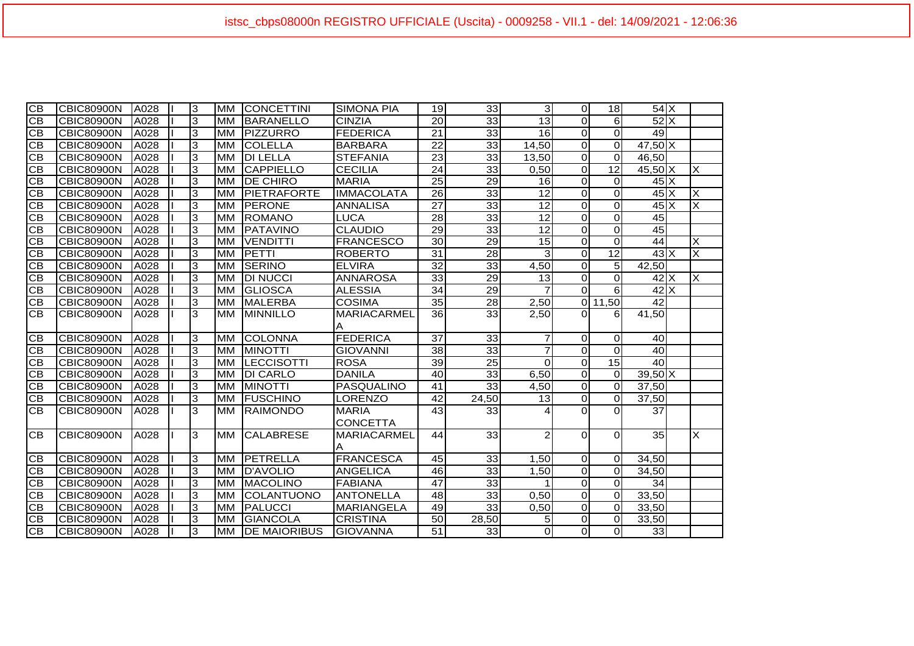| | | | | | | | | | | | | | | | |
|---|---|---|---|---|---|---|---|---|---|---|---|---|---|---|---|
| CB | CBIC80900N | A028 | I | 3 | MM | CONCETTINI | SIMONA PIA | 19 | 33 | 3 | 0 | 18 | 54 | X | |
| CB | CBIC80900N | A028 | I | 3 | MM | BARANELLO | CINZIA | 20 | 33 | 13 | 0 | 6 | 52 | X | |
| CB | CBIC80900N | A028 | I | 3 | MM | PIZZURRO | FEDERICA | 21 | 33 | 16 | 0 | 0 | 49 | | |
| CB | CBIC80900N | A028 | I | 3 | MM | COLELLA | BARBARA | 22 | 33 | 14,50 | 0 | 0 | 47,50 | X | |
| CB | CBIC80900N | A028 | I | 3 | MM | DI LELLA | STEFANIA | 23 | 33 | 13,50 | 0 | 0 | 46,50 | | |
| CB | CBIC80900N | A028 | I | 3 | MM | CAPPIELLO | CECILIA | 24 | 33 | 0,50 | 0 | 12 | 45,50 | X | X |
| CB | CBIC80900N | A028 | I | 3 | MM | DE CHIRO | MARIA | 25 | 29 | 16 | 0 | 0 | 45 | X | |
| CB | CBIC80900N | A028 | I | 3 | MM | PIETRAFORTE | IMMACOLATA | 26 | 33 | 12 | 0 | 0 | 45 | X | X |
| CB | CBIC80900N | A028 | I | 3 | MM | PERONE | ANNALISA | 27 | 33 | 12 | 0 | 0 | 45 | X | X |
| CB | CBIC80900N | A028 | I | 3 | MM | ROMANO | LUCA | 28 | 33 | 12 | 0 | 0 | 45 | | |
| CB | CBIC80900N | A028 | I | 3 | MM | PATAVINO | CLAUDIO | 29 | 33 | 12 | 0 | 0 | 45 | | |
| CB | CBIC80900N | A028 | I | 3 | MM | VENDITTI | FRANCESCO | 30 | 29 | 15 | 0 | 0 | 44 | | X |
| CB | CBIC80900N | A028 | I | 3 | MM | PETTI | ROBERTO | 31 | 28 | 3 | 0 | 12 | 43 | X | X |
| CB | CBIC80900N | A028 | I | 3 | MM | SERINO | ELVIRA | 32 | 33 | 4,50 | 0 | 5 | 42,50 | | |
| CB | CBIC80900N | A028 | I | 3 | MM | DI NUCCI | ANNAROSA | 33 | 29 | 13 | 0 | 0 | 42 | X | X |
| CB | CBIC80900N | A028 | I | 3 | MM | GLIOSCA | ALESSIA | 34 | 29 | 7 | 0 | 6 | 42 | X | |
| CB | CBIC80900N | A028 | I | 3 | MM | MALERBA | COSIMA | 35 | 28 | 2,50 | 0 | 11,50 | 42 | | |
| CB | CBIC80900N | A028 | I | 3 | MM | MINNILLO | MARIACARMELA | 36 | 33 | 2,50 | 0 | 6 | 41,50 | | |
| CB | CBIC80900N | A028 | I | 3 | MM | COLONNA | FEDERICA | 37 | 33 | 7 | 0 | 0 | 40 | | |
| CB | CBIC80900N | A028 | I | 3 | MM | MINOTTI | GIOVANNI | 38 | 33 | 7 | 0 | 0 | 40 | | |
| CB | CBIC80900N | A028 | I | 3 | MM | LECCISOTTI | ROSA | 39 | 25 | 0 | 0 | 15 | 40 | | |
| CB | CBIC80900N | A028 | I | 3 | MM | DI CARLO | DANILA | 40 | 33 | 6,50 | 0 | 0 | 39,50 | X | |
| CB | CBIC80900N | A028 | I | 3 | MM | MINOTTI | PASQUALINO | 41 | 33 | 4,50 | 0 | 0 | 37,50 | | |
| CB | CBIC80900N | A028 | I | 3 | MM | FUSCHINO | LORENZO | 42 | 24,50 | 13 | 0 | 0 | 37,50 | | |
| CB | CBIC80900N | A028 | I | 3 | MM | RAIMONDO | MARIA CONCETTA | 43 | 33 | 4 | 0 | 0 | 37 | | |
| CB | CBIC80900N | A028 | I | 3 | MM | CALABRESE | MARIACARMELA | 44 | 33 | 2 | 0 | 0 | 35 | | X |
| CB | CBIC80900N | A028 | I | 3 | MM | PETRELLA | FRANCESCA | 45 | 33 | 1,50 | 0 | 0 | 34,50 | | |
| CB | CBIC80900N | A028 | I | 3 | MM | D'AVOLIO | ANGELICA | 46 | 33 | 1,50 | 0 | 0 | 34,50 | | |
| CB | CBIC80900N | A028 | I | 3 | MM | MACOLINO | FABIANA | 47 | 33 | 1 | 0 | 0 | 34 | | |
| CB | CBIC80900N | A028 | I | 3 | MM | COLANTUONO | ANTONELLA | 48 | 33 | 0,50 | 0 | 0 | 33,50 | | |
| CB | CBIC80900N | A028 | I | 3 | MM | PALUCCI | MARIANGELA | 49 | 33 | 0,50 | 0 | 0 | 33,50 | | |
| CB | CBIC80900N | A028 | I | 3 | MM | GIANCOLA | CRISTINA | 50 | 28,50 | 5 | 0 | 0 | 33,50 | | |
| CB | CBIC80900N | A028 | I | 3 | MM | DE MAIORIBUS | GIOVANNA | 51 | 33 | 0 | 0 | 0 | 33 | | |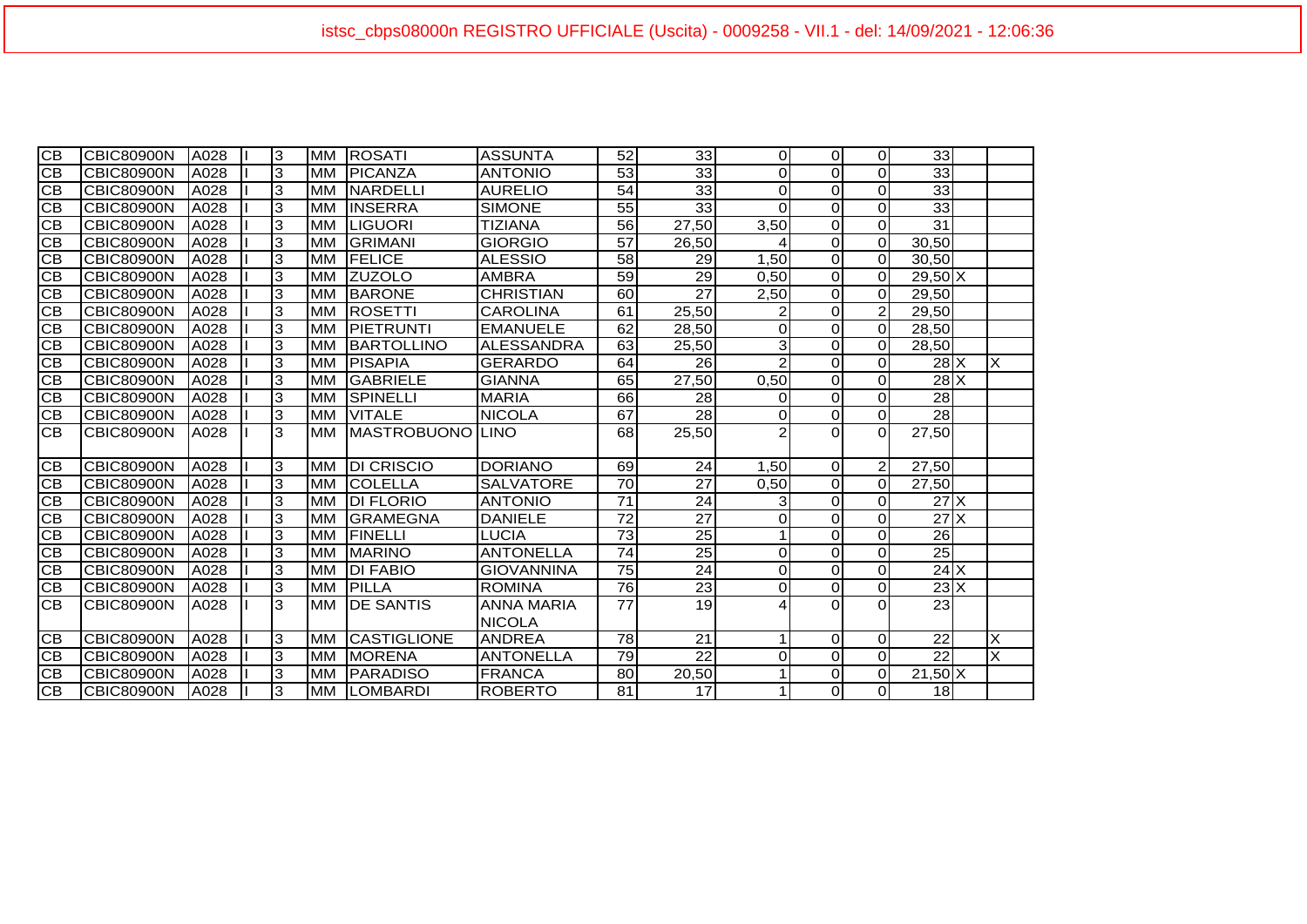| | | | | | | | | | | | | | | | |
|---|---|---|---|---|---|---|---|---|---|---|---|---|---|---|---|
| CB | CBIC80900N | A028 | I | 3 | MM | ROSATI | ASSUNTA | 52 | 33 | 0 | 0 | 0 | 33 | | |
| CB | CBIC80900N | A028 | I | 3 | MM | PICANZA | ANTONIO | 53 | 33 | 0 | 0 | 0 | 33 | | |
| CB | CBIC80900N | A028 | I | 3 | MM | NARDELLI | AURELIO | 54 | 33 | 0 | 0 | 0 | 33 | | |
| CB | CBIC80900N | A028 | I | 3 | MM | INSERRA | SIMONE | 55 | 33 | 0 | 0 | 0 | 33 | | |
| CB | CBIC80900N | A028 | I | 3 | MM | LIGUORI | TIZIANA | 56 | 27,50 | 3,50 | 0 | 0 | 31 | | |
| CB | CBIC80900N | A028 | I | 3 | MM | GRIMANI | GIORGIO | 57 | 26,50 | 4 | 0 | 0 | 30,50 | | |
| CB | CBIC80900N | A028 | I | 3 | MM | FELICE | ALESSIO | 58 | 29 | 1,50 | 0 | 0 | 30,50 | | |
| CB | CBIC80900N | A028 | I | 3 | MM | ZUZOLO | AMBRA | 59 | 29 | 0,50 | 0 | 0 | 29,50 | X | |
| CB | CBIC80900N | A028 | I | 3 | MM | BARONE | CHRISTIAN | 60 | 27 | 2,50 | 0 | 0 | 29,50 | | |
| CB | CBIC80900N | A028 | I | 3 | MM | ROSETTI | CAROLINA | 61 | 25,50 | 2 | 0 | 2 | 29,50 | | |
| CB | CBIC80900N | A028 | I | 3 | MM | PIETRUNTI | EMANUELE | 62 | 28,50 | 0 | 0 | 0 | 28,50 | | |
| CB | CBIC80900N | A028 | I | 3 | MM | BARTOLLINO | ALESSANDRA | 63 | 25,50 | 3 | 0 | 0 | 28,50 | | |
| CB | CBIC80900N | A028 | I | 3 | MM | PISAPIA | GERARDO | 64 | 26 | 2 | 0 | 0 | 28 | X | X |
| CB | CBIC80900N | A028 | I | 3 | MM | GABRIELE | GIANNA | 65 | 27,50 | 0,50 | 0 | 0 | 28 | X | |
| CB | CBIC80900N | A028 | I | 3 | MM | SPINELLI | MARIA | 66 | 28 | 0 | 0 | 0 | 28 | | |
| CB | CBIC80900N | A028 | I | 3 | MM | VITALE | NICOLA | 67 | 28 | 0 | 0 | 0 | 28 | | |
| CB | CBIC80900N | A028 | I | 3 | MM | MASTROBUONO | LINO | 68 | 25,50 | 2 | 0 | 0 | 27,50 | | |
| CB | CBIC80900N | A028 | I | 3 | MM | DI CRISCIO | DORIANO | 69 | 24 | 1,50 | 0 | 2 | 27,50 | | |
| CB | CBIC80900N | A028 | I | 3 | MM | COLELLA | SALVATORE | 70 | 27 | 0,50 | 0 | 0 | 27,50 | | |
| CB | CBIC80900N | A028 | I | 3 | MM | DI FLORIO | ANTONIO | 71 | 24 | 3 | 0 | 0 | 27 | X | |
| CB | CBIC80900N | A028 | I | 3 | MM | GRAMEGNA | DANIELE | 72 | 27 | 0 | 0 | 0 | 27 | X | |
| CB | CBIC80900N | A028 | I | 3 | MM | FINELLI | LUCIA | 73 | 25 | 1 | 0 | 0 | 26 | | |
| CB | CBIC80900N | A028 | I | 3 | MM | MARINO | ANTONELLA | 74 | 25 | 0 | 0 | 0 | 25 | | |
| CB | CBIC80900N | A028 | I | 3 | MM | DI FABIO | GIOVANNINA | 75 | 24 | 0 | 0 | 0 | 24 | X | |
| CB | CBIC80900N | A028 | I | 3 | MM | PILLA | ROMINA | 76 | 23 | 0 | 0 | 0 | 23 | X | |
| CB | CBIC80900N | A028 | I | 3 | MM | DE SANTIS | ANNA MARIA NICOLA | 77 | 19 | 4 | 0 | 0 | 23 | | |
| CB | CBIC80900N | A028 | I | 3 | MM | CASTIGLIONE | ANDREA | 78 | 21 | 1 | 0 | 0 | 22 | | X |
| CB | CBIC80900N | A028 | I | 3 | MM | MORENA | ANTONELLA | 79 | 22 | 0 | 0 | 0 | 22 | | X |
| CB | CBIC80900N | A028 | I | 3 | MM | PARADISO | FRANCA | 80 | 20,50 | 1 | 0 | 0 | 21,50 | X | |
| CB | CBIC80900N | A028 | I | 3 | MM | LOMBARDI | ROBERTO | 81 | 17 | 1 | 0 | 0 | 18 | | |